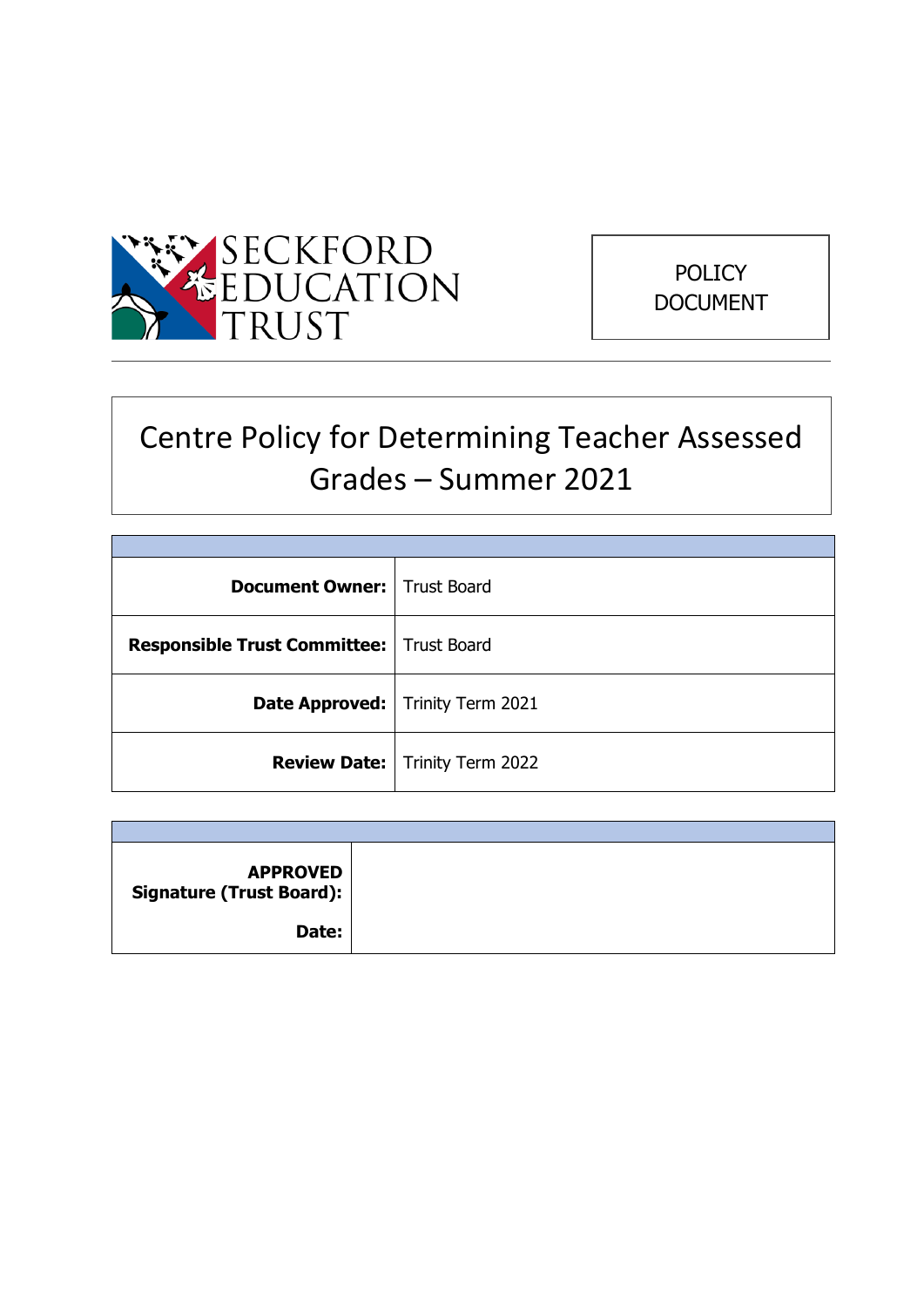SECKFORD EDUCATION TRUST

POLICY DOCUMENT

# Centre Policy for Determining Teacher Assessed Grades – Summer 2021

| | |
|---|---|
| **Document Owner:** | Trust Board |
| **Responsible Trust Committee:** | Trust Board |
| **Date Approved:** | Trinity Term 2021 |
| **Review Date:** | Trinity Term 2022 |

| | |
|---|---|
| **APPROVED Signature (Trust Board):** | |
| **Date:** | |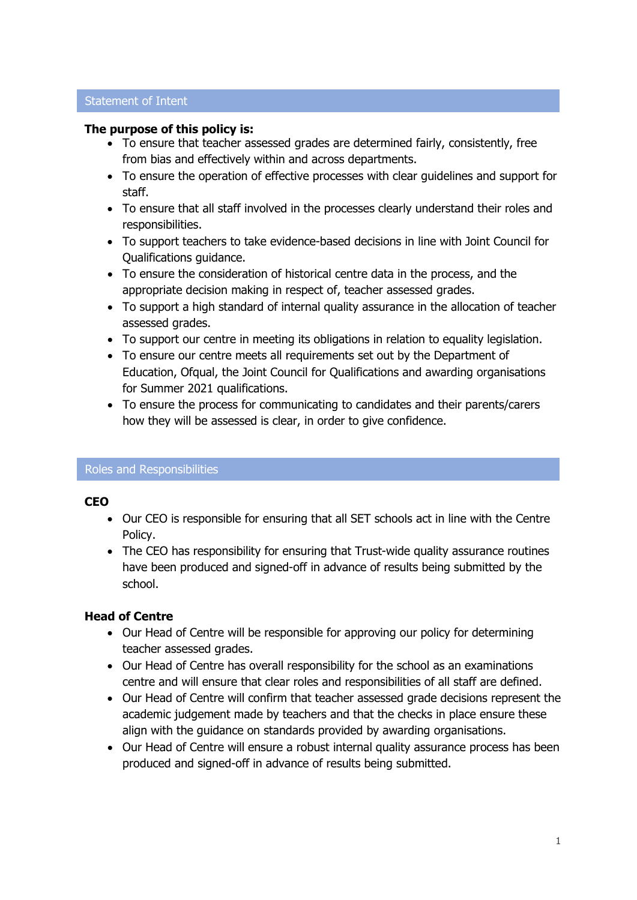## Statement of Intent

**The purpose of this policy is:**

- To ensure that teacher assessed grades are determined fairly, consistently, free from bias and effectively within and across departments.
- To ensure the operation of effective processes with clear guidelines and support for staff.
- To ensure that all staff involved in the processes clearly understand their roles and responsibilities.
- To support teachers to take evidence-based decisions in line with Joint Council for Qualifications guidance.
- To ensure the consideration of historical centre data in the process, and the appropriate decision making in respect of, teacher assessed grades.
- To support a high standard of internal quality assurance in the allocation of teacher assessed grades.
- To support our centre in meeting its obligations in relation to equality legislation.
- To ensure our centre meets all requirements set out by the Department of Education, Ofqual, the Joint Council for Qualifications and awarding organisations for Summer 2021 qualifications.
- To ensure the process for communicating to candidates and their parents/carers how they will be assessed is clear, in order to give confidence.

## Roles and Responsibilities

**CEO**

- Our CEO is responsible for ensuring that all SET schools act in line with the Centre Policy.
- The CEO has responsibility for ensuring that Trust-wide quality assurance routines have been produced and signed-off in advance of results being submitted by the school.

**Head of Centre**

- Our Head of Centre will be responsible for approving our policy for determining teacher assessed grades.
- Our Head of Centre has overall responsibility for the school as an examinations centre and will ensure that clear roles and responsibilities of all staff are defined.
- Our Head of Centre will confirm that teacher assessed grade decisions represent the academic judgement made by teachers and that the checks in place ensure these align with the guidance on standards provided by awarding organisations.
- Our Head of Centre will ensure a robust internal quality assurance process has been produced and signed-off in advance of results being submitted.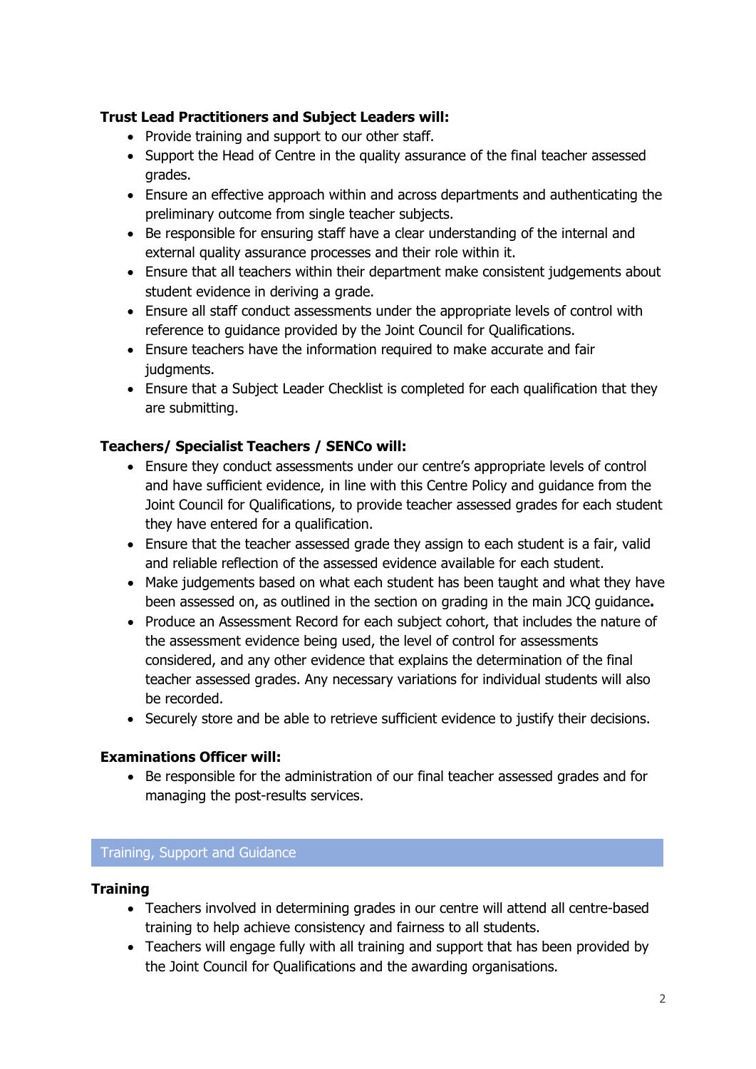**Trust Lead Practitioners and Subject Leaders will:**

- Provide training and support to our other staff.
- Support the Head of Centre in the quality assurance of the final teacher assessed grades.
- Ensure an effective approach within and across departments and authenticating the preliminary outcome from single teacher subjects.
- Be responsible for ensuring staff have a clear understanding of the internal and external quality assurance processes and their role within it.
- Ensure that all teachers within their department make consistent judgements about student evidence in deriving a grade.
- Ensure all staff conduct assessments under the appropriate levels of control with reference to guidance provided by the Joint Council for Qualifications.
- Ensure teachers have the information required to make accurate and fair judgments.
- Ensure that a Subject Leader Checklist is completed for each qualification that they are submitting.

**Teachers/ Specialist Teachers / SENCo will:**

- Ensure they conduct assessments under our centre's appropriate levels of control and have sufficient evidence, in line with this Centre Policy and guidance from the Joint Council for Qualifications, to provide teacher assessed grades for each student they have entered for a qualification.
- Ensure that the teacher assessed grade they assign to each student is a fair, valid and reliable reflection of the assessed evidence available for each student.
- Make judgements based on what each student has been taught and what they have been assessed on, as outlined in the section on grading in the main JCQ guidance**.**
- Produce an Assessment Record for each subject cohort, that includes the nature of the assessment evidence being used, the level of control for assessments considered, and any other evidence that explains the determination of the final teacher assessed grades. Any necessary variations for individual students will also be recorded.
- Securely store and be able to retrieve sufficient evidence to justify their decisions.

**Examinations Officer will:**

- Be responsible for the administration of our final teacher assessed grades and for managing the post-results services.

## Training, Support and Guidance

**Training**

- Teachers involved in determining grades in our centre will attend all centre-based training to help achieve consistency and fairness to all students.
- Teachers will engage fully with all training and support that has been provided by the Joint Council for Qualifications and the awarding organisations.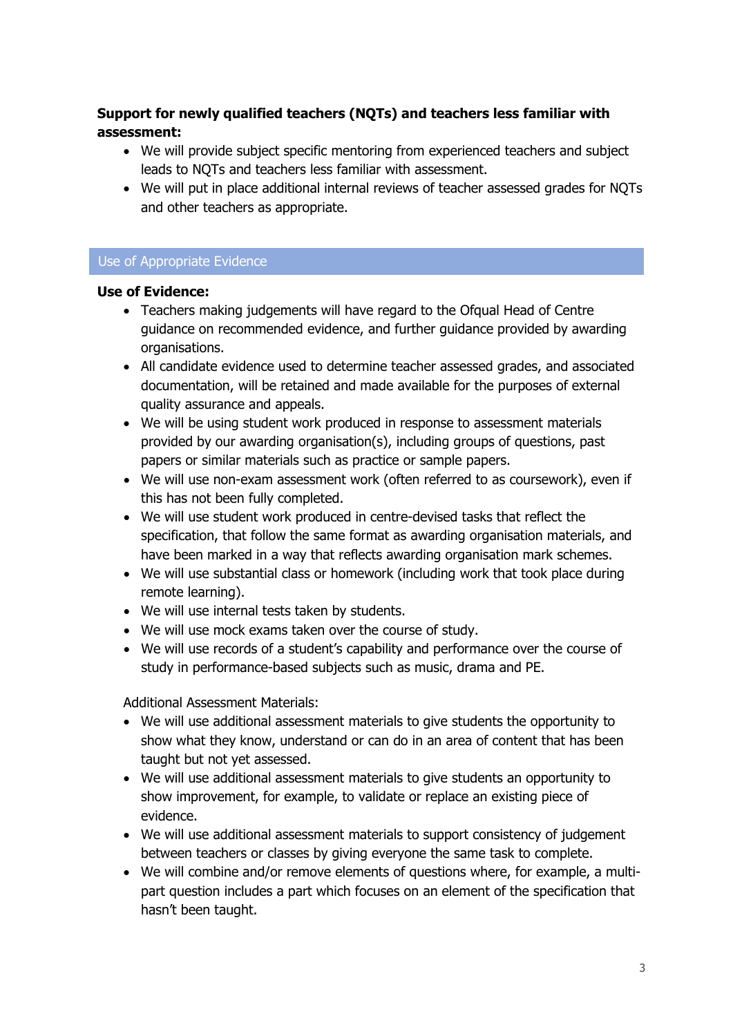**Support for newly qualified teachers (NQTs) and teachers less familiar with assessment:**

- We will provide subject specific mentoring from experienced teachers and subject leads to NQTs and teachers less familiar with assessment.
- We will put in place additional internal reviews of teacher assessed grades for NQTs and other teachers as appropriate.

## Use of Appropriate Evidence

**Use of Evidence:**

- Teachers making judgements will have regard to the Ofqual Head of Centre guidance on recommended evidence, and further guidance provided by awarding organisations.
- All candidate evidence used to determine teacher assessed grades, and associated documentation, will be retained and made available for the purposes of external quality assurance and appeals.
- We will be using student work produced in response to assessment materials provided by our awarding organisation(s), including groups of questions, past papers or similar materials such as practice or sample papers.
- We will use non-exam assessment work (often referred to as coursework), even if this has not been fully completed.
- We will use student work produced in centre-devised tasks that reflect the specification, that follow the same format as awarding organisation materials, and have been marked in a way that reflects awarding organisation mark schemes.
- We will use substantial class or homework (including work that took place during remote learning).
- We will use internal tests taken by students.
- We will use mock exams taken over the course of study.
- We will use records of a student's capability and performance over the course of study in performance-based subjects such as music, drama and PE.

Additional Assessment Materials:

- We will use additional assessment materials to give students the opportunity to show what they know, understand or can do in an area of content that has been taught but not yet assessed.
- We will use additional assessment materials to give students an opportunity to show improvement, for example, to validate or replace an existing piece of evidence.
- We will use additional assessment materials to support consistency of judgement between teachers or classes by giving everyone the same task to complete.
- We will combine and/or remove elements of questions where, for example, a multi-part question includes a part which focuses on an element of the specification that hasn't been taught.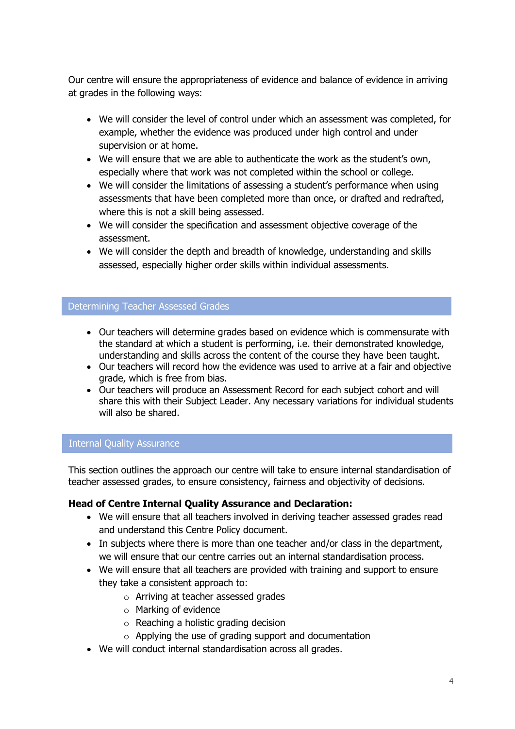Our centre will ensure the appropriateness of evidence and balance of evidence in arriving at grades in the following ways:

- We will consider the level of control under which an assessment was completed, for example, whether the evidence was produced under high control and under supervision or at home.
- We will ensure that we are able to authenticate the work as the student's own, especially where that work was not completed within the school or college.
- We will consider the limitations of assessing a student's performance when using assessments that have been completed more than once, or drafted and redrafted, where this is not a skill being assessed.
- We will consider the specification and assessment objective coverage of the assessment.
- We will consider the depth and breadth of knowledge, understanding and skills assessed, especially higher order skills within individual assessments.

## Determining Teacher Assessed Grades

- Our teachers will determine grades based on evidence which is commensurate with the standard at which a student is performing, i.e. their demonstrated knowledge, understanding and skills across the content of the course they have been taught.
- Our teachers will record how the evidence was used to arrive at a fair and objective grade, which is free from bias.
- Our teachers will produce an Assessment Record for each subject cohort and will share this with their Subject Leader. Any necessary variations for individual students will also be shared.

## Internal Quality Assurance

This section outlines the approach our centre will take to ensure internal standardisation of teacher assessed grades, to ensure consistency, fairness and objectivity of decisions.

**Head of Centre Internal Quality Assurance and Declaration:**

- We will ensure that all teachers involved in deriving teacher assessed grades read and understand this Centre Policy document.
- In subjects where there is more than one teacher and/or class in the department, we will ensure that our centre carries out an internal standardisation process.
- We will ensure that all teachers are provided with training and support to ensure they take a consistent approach to:
  - Arriving at teacher assessed grades
  - Marking of evidence
  - Reaching a holistic grading decision
  - Applying the use of grading support and documentation
- We will conduct internal standardisation across all grades.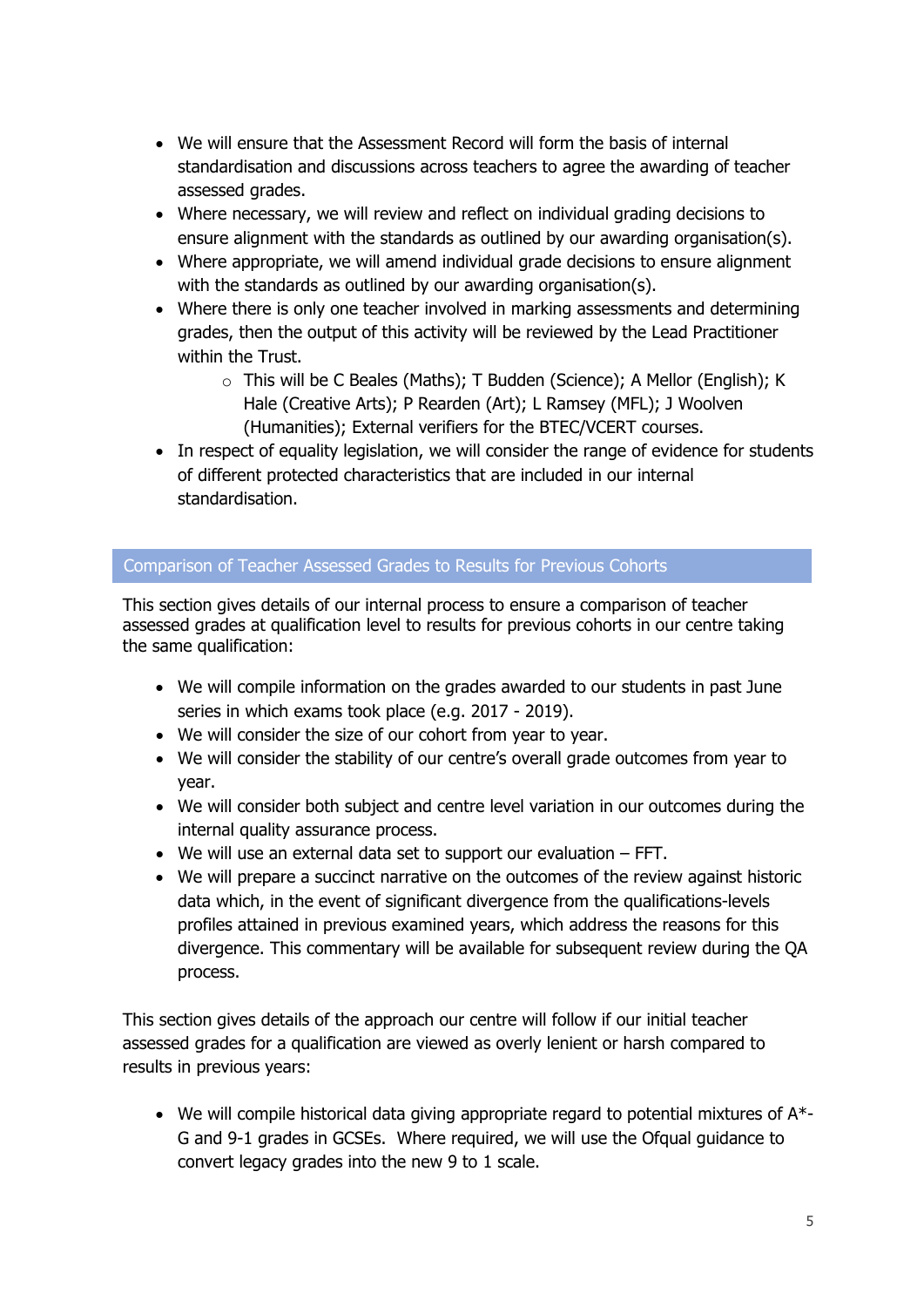- We will ensure that the Assessment Record will form the basis of internal standardisation and discussions across teachers to agree the awarding of teacher assessed grades.
- Where necessary, we will review and reflect on individual grading decisions to ensure alignment with the standards as outlined by our awarding organisation(s).
- Where appropriate, we will amend individual grade decisions to ensure alignment with the standards as outlined by our awarding organisation(s).
- Where there is only one teacher involved in marking assessments and determining grades, then the output of this activity will be reviewed by the Lead Practitioner within the Trust.
  - This will be C Beales (Maths); T Budden (Science); A Mellor (English); K Hale (Creative Arts); P Rearden (Art); L Ramsey (MFL); J Woolven (Humanities); External verifiers for the BTEC/VCERT courses.
- In respect of equality legislation, we will consider the range of evidence for students of different protected characteristics that are included in our internal standardisation.

## Comparison of Teacher Assessed Grades to Results for Previous Cohorts

This section gives details of our internal process to ensure a comparison of teacher assessed grades at qualification level to results for previous cohorts in our centre taking the same qualification:

- We will compile information on the grades awarded to our students in past June series in which exams took place (e.g. 2017 - 2019).
- We will consider the size of our cohort from year to year.
- We will consider the stability of our centre's overall grade outcomes from year to year.
- We will consider both subject and centre level variation in our outcomes during the internal quality assurance process.
- We will use an external data set to support our evaluation – FFT.
- We will prepare a succinct narrative on the outcomes of the review against historic data which, in the event of significant divergence from the qualifications-levels profiles attained in previous examined years, which address the reasons for this divergence. This commentary will be available for subsequent review during the QA process.

This section gives details of the approach our centre will follow if our initial teacher assessed grades for a qualification are viewed as overly lenient or harsh compared to results in previous years:

- We will compile historical data giving appropriate regard to potential mixtures of A*-G and 9-1 grades in GCSEs. Where required, we will use the Ofqual guidance to convert legacy grades into the new 9 to 1 scale.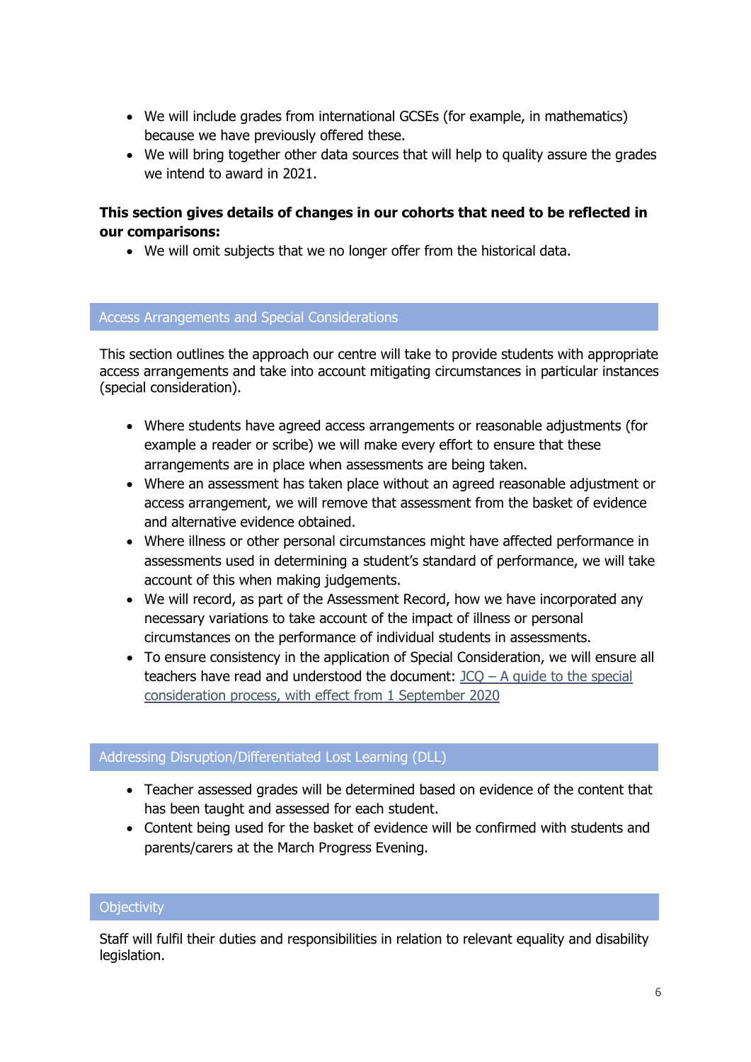- We will include grades from international GCSEs (for example, in mathematics) because we have previously offered these.
- We will bring together other data sources that will help to quality assure the grades we intend to award in 2021.

**This section gives details of changes in our cohorts that need to be reflected in our comparisons:**

- We will omit subjects that we no longer offer from the historical data.

## Access Arrangements and Special Considerations

This section outlines the approach our centre will take to provide students with appropriate access arrangements and take into account mitigating circumstances in particular instances (special consideration).

- Where students have agreed access arrangements or reasonable adjustments (for example a reader or scribe) we will make every effort to ensure that these arrangements are in place when assessments are being taken.
- Where an assessment has taken place without an agreed reasonable adjustment or access arrangement, we will remove that assessment from the basket of evidence and alternative evidence obtained.
- Where illness or other personal circumstances might have affected performance in assessments used in determining a student's standard of performance, we will take account of this when making judgements.
- We will record, as part of the Assessment Record, how we have incorporated any necessary variations to take account of the impact of illness or personal circumstances on the performance of individual students in assessments.
- To ensure consistency in the application of Special Consideration, we will ensure all teachers have read and understood the document: JCQ – A guide to the special consideration process, with effect from 1 September 2020

## Addressing Disruption/Differentiated Lost Learning (DLL)

- Teacher assessed grades will be determined based on evidence of the content that has been taught and assessed for each student.
- Content being used for the basket of evidence will be confirmed with students and parents/carers at the March Progress Evening.

## Objectivity

Staff will fulfil their duties and responsibilities in relation to relevant equality and disability legislation.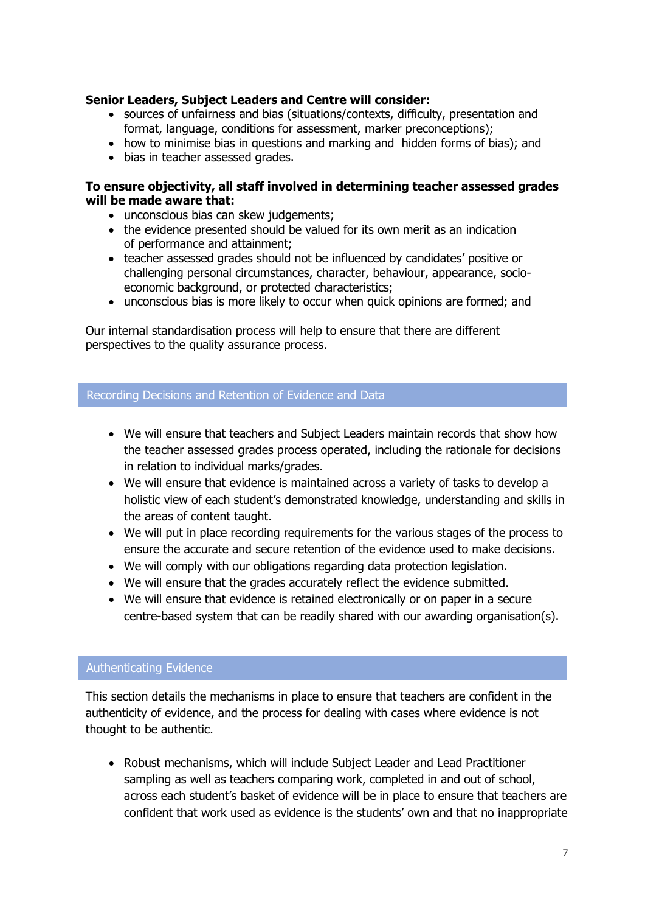**Senior Leaders, Subject Leaders and Centre will consider:**

- sources of unfairness and bias (situations/contexts, difficulty, presentation and format, language, conditions for assessment, marker preconceptions);
- how to minimise bias in questions and marking and hidden forms of bias); and
- bias in teacher assessed grades.

**To ensure objectivity, all staff involved in determining teacher assessed grades will be made aware that:**

- unconscious bias can skew judgements;
- the evidence presented should be valued for its own merit as an indication of performance and attainment;
- teacher assessed grades should not be influenced by candidates' positive or challenging personal circumstances, character, behaviour, appearance, socio-economic background, or protected characteristics;
- unconscious bias is more likely to occur when quick opinions are formed; and

Our internal standardisation process will help to ensure that there are different perspectives to the quality assurance process.

## Recording Decisions and Retention of Evidence and Data

- We will ensure that teachers and Subject Leaders maintain records that show how the teacher assessed grades process operated, including the rationale for decisions in relation to individual marks/grades.
- We will ensure that evidence is maintained across a variety of tasks to develop a holistic view of each student's demonstrated knowledge, understanding and skills in the areas of content taught.
- We will put in place recording requirements for the various stages of the process to ensure the accurate and secure retention of the evidence used to make decisions.
- We will comply with our obligations regarding data protection legislation.
- We will ensure that the grades accurately reflect the evidence submitted.
- We will ensure that evidence is retained electronically or on paper in a secure centre-based system that can be readily shared with our awarding organisation(s).

## Authenticating Evidence

This section details the mechanisms in place to ensure that teachers are confident in the authenticity of evidence, and the process for dealing with cases where evidence is not thought to be authentic.

- Robust mechanisms, which will include Subject Leader and Lead Practitioner sampling as well as teachers comparing work, completed in and out of school, across each student's basket of evidence will be in place to ensure that teachers are confident that work used as evidence is the students' own and that no inappropriate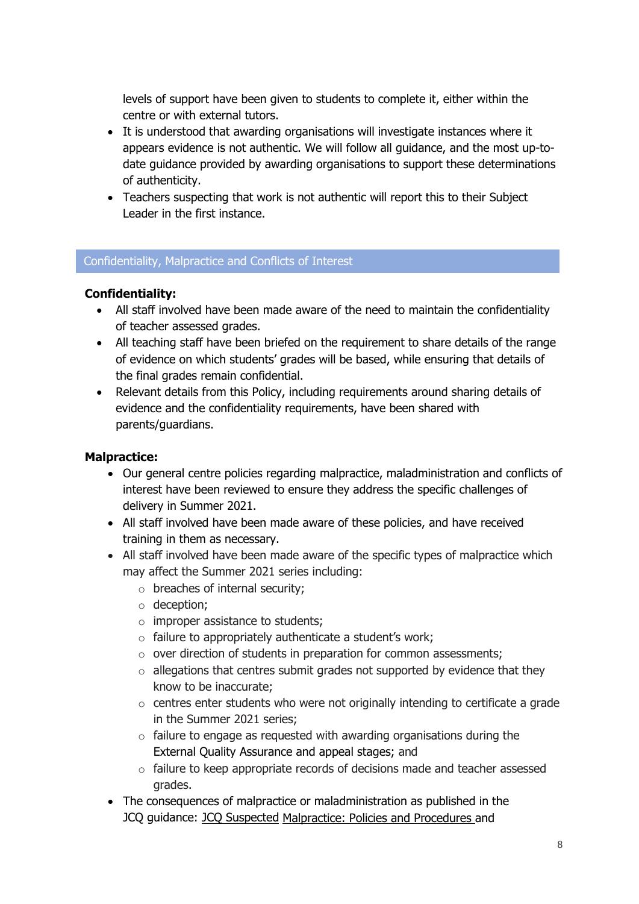levels of support have been given to students to complete it, either within the centre or with external tutors.

- It is understood that awarding organisations will investigate instances where it appears evidence is not authentic. We will follow all guidance, and the most up-to-date guidance provided by awarding organisations to support these determinations of authenticity.
- Teachers suspecting that work is not authentic will report this to their Subject Leader in the first instance.

## Confidentiality, Malpractice and Conflicts of Interest

**Confidentiality:**

- All staff involved have been made aware of the need to maintain the confidentiality of teacher assessed grades.
- All teaching staff have been briefed on the requirement to share details of the range of evidence on which students' grades will be based, while ensuring that details of the final grades remain confidential.
- Relevant details from this Policy, including requirements around sharing details of evidence and the confidentiality requirements, have been shared with parents/guardians.

**Malpractice:**

- Our general centre policies regarding malpractice, maladministration and conflicts of interest have been reviewed to ensure they address the specific challenges of delivery in Summer 2021.
- All staff involved have been made aware of these policies, and have received training in them as necessary.
- All staff involved have been made aware of the specific types of malpractice which may affect the Summer 2021 series including:
  - breaches of internal security;
  - deception;
  - improper assistance to students;
  - failure to appropriately authenticate a student's work;
  - over direction of students in preparation for common assessments;
  - allegations that centres submit grades not supported by evidence that they know to be inaccurate;
  - centres enter students who were not originally intending to certificate a grade in the Summer 2021 series;
  - failure to engage as requested with awarding organisations during the External Quality Assurance and appeal stages; and
  - failure to keep appropriate records of decisions made and teacher assessed grades.
- The consequences of malpractice or maladministration as published in the JCQ guidance: JCQ Suspected Malpractice: Policies and Procedures and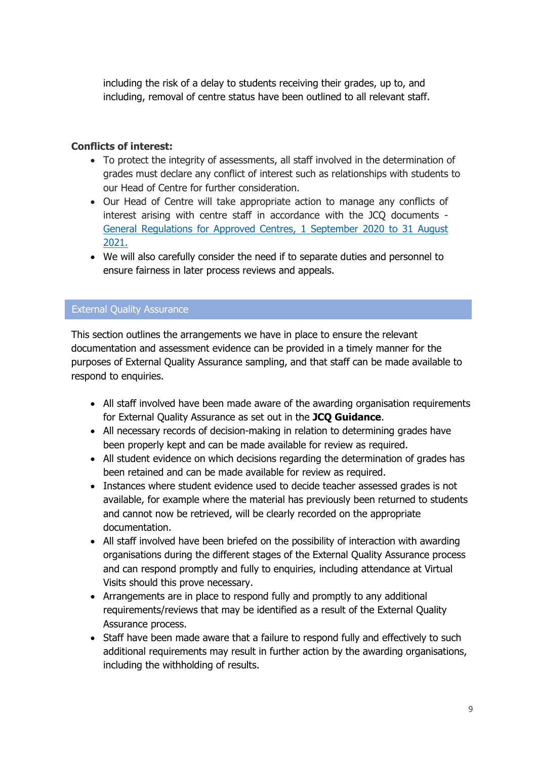including the risk of a delay to students receiving their grades, up to, and including, removal of centre status have been outlined to all relevant staff.

**Conflicts of interest:**

- To protect the integrity of assessments, all staff involved in the determination of grades must declare any conflict of interest such as relationships with students to our Head of Centre for further consideration.
- Our Head of Centre will take appropriate action to manage any conflicts of interest arising with centre staff in accordance with the JCQ documents - General Regulations for Approved Centres, 1 September 2020 to 31 August 2021.
- We will also carefully consider the need if to separate duties and personnel to ensure fairness in later process reviews and appeals.

## External Quality Assurance

This section outlines the arrangements we have in place to ensure the relevant documentation and assessment evidence can be provided in a timely manner for the purposes of External Quality Assurance sampling, and that staff can be made available to respond to enquiries.

- All staff involved have been made aware of the awarding organisation requirements for External Quality Assurance as set out in the **JCQ Guidance**.
- All necessary records of decision-making in relation to determining grades have been properly kept and can be made available for review as required.
- All student evidence on which decisions regarding the determination of grades has been retained and can be made available for review as required.
- Instances where student evidence used to decide teacher assessed grades is not available, for example where the material has previously been returned to students and cannot now be retrieved, will be clearly recorded on the appropriate documentation.
- All staff involved have been briefed on the possibility of interaction with awarding organisations during the different stages of the External Quality Assurance process and can respond promptly and fully to enquiries, including attendance at Virtual Visits should this prove necessary.
- Arrangements are in place to respond fully and promptly to any additional requirements/reviews that may be identified as a result of the External Quality Assurance process.
- Staff have been made aware that a failure to respond fully and effectively to such additional requirements may result in further action by the awarding organisations, including the withholding of results.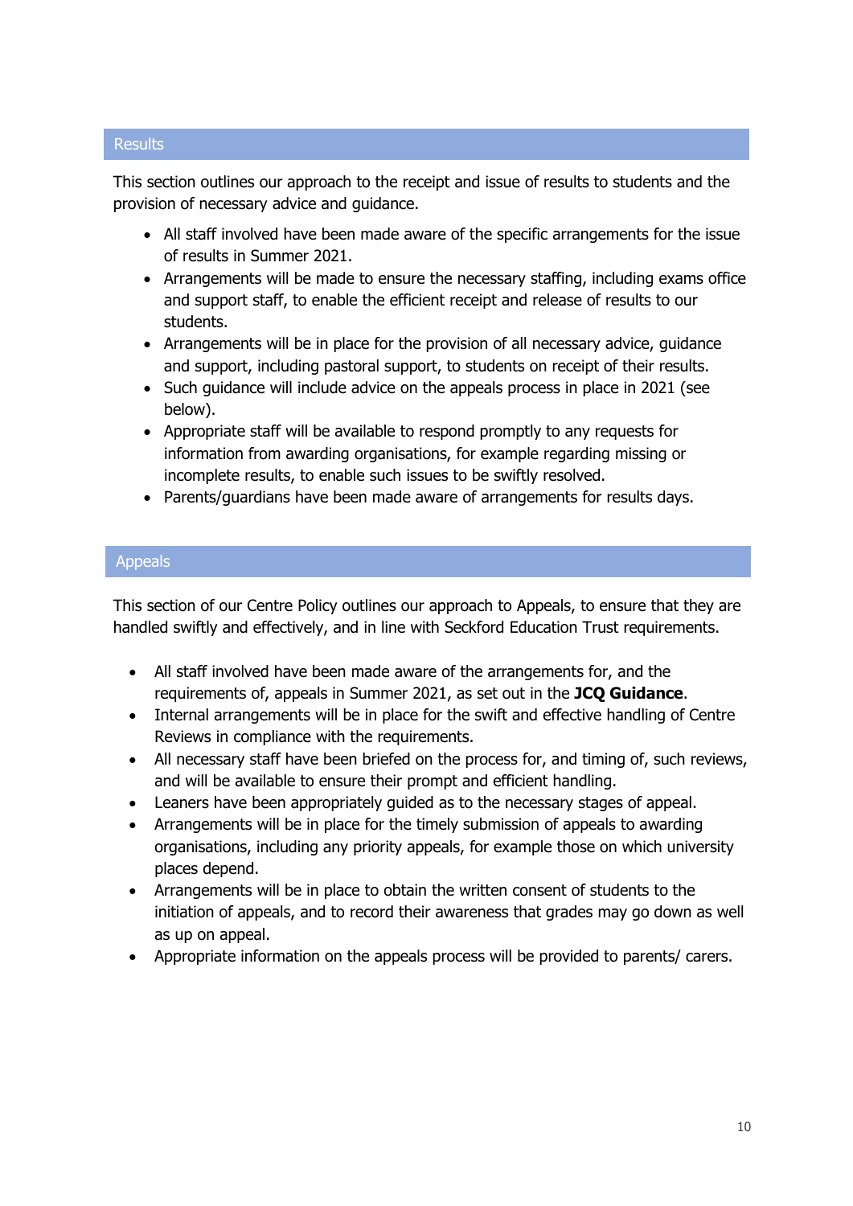## Results

This section outlines our approach to the receipt and issue of results to students and the provision of necessary advice and guidance.

- All staff involved have been made aware of the specific arrangements for the issue of results in Summer 2021.
- Arrangements will be made to ensure the necessary staffing, including exams office and support staff, to enable the efficient receipt and release of results to our students.
- Arrangements will be in place for the provision of all necessary advice, guidance and support, including pastoral support, to students on receipt of their results.
- Such guidance will include advice on the appeals process in place in 2021 (see below).
- Appropriate staff will be available to respond promptly to any requests for information from awarding organisations, for example regarding missing or incomplete results, to enable such issues to be swiftly resolved.
- Parents/guardians have been made aware of arrangements for results days.

## Appeals

This section of our Centre Policy outlines our approach to Appeals, to ensure that they are handled swiftly and effectively, and in line with Seckford Education Trust requirements.

- All staff involved have been made aware of the arrangements for, and the requirements of, appeals in Summer 2021, as set out in the **JCQ Guidance**.
- Internal arrangements will be in place for the swift and effective handling of Centre Reviews in compliance with the requirements.
- All necessary staff have been briefed on the process for, and timing of, such reviews, and will be available to ensure their prompt and efficient handling.
- Leaners have been appropriately guided as to the necessary stages of appeal.
- Arrangements will be in place for the timely submission of appeals to awarding organisations, including any priority appeals, for example those on which university places depend.
- Arrangements will be in place to obtain the written consent of students to the initiation of appeals, and to record their awareness that grades may go down as well as up on appeal.
- Appropriate information on the appeals process will be provided to parents/ carers.